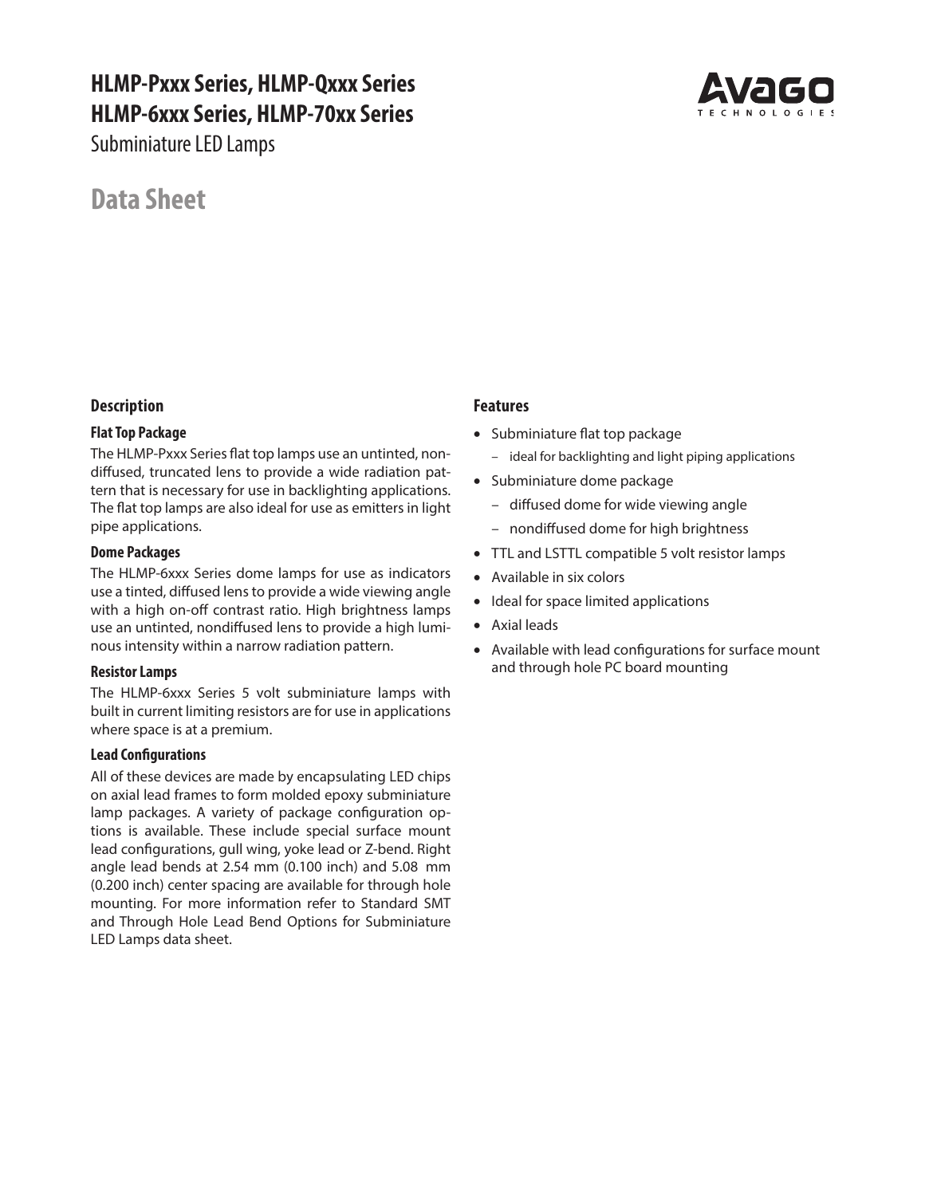# HLMP-Pxxx Series, HLMP-Qxxx Series
# HLMP-6xxx Series, HLMP-70xx Series

Subminiature LED Lamps

## Data Sheet

## Description

### Flat Top Package

The HLMP-Pxxx Series flat top lamps use an untinted, non-diffused, truncated lens to provide a wide radiation pattern that is necessary for use in backlighting applications. The flat top lamps are also ideal for use as emitters in light pipe applications.

### Dome Packages

The HLMP-6xxx Series dome lamps for use as indicators use a tinted, diffused lens to provide a wide viewing angle with a high on-off contrast ratio. High brightness lamps use an untinted, nondiffused lens to provide a high luminous intensity within a narrow radiation pattern.

### Resistor Lamps

The HLMP-6xxx Series 5 volt subminiature lamps with built in current limiting resistors are for use in applications where space is at a premium.

### Lead Configurations

All of these devices are made by encapsulating LED chips on axial lead frames to form molded epoxy subminiature lamp packages. A variety of package configuration options is available. These include special surface mount lead configurations, gull wing, yoke lead or Z-bend. Right angle lead bends at 2.54 mm (0.100 inch) and 5.08 mm (0.200 inch) center spacing are available for through hole mounting. For more information refer to Standard SMT and Through Hole Lead Bend Options for Subminiature LED Lamps data sheet.

## Features

- Subminiature flat top package
  - ideal for backlighting and light piping applications
- Subminiature dome package
  - diffused dome for wide viewing angle
  - nondiffused dome for high brightness
- TTL and LSTTL compatible 5 volt resistor lamps
- Available in six colors
- Ideal for space limited applications
- Axial leads
- Available with lead configurations for surface mount and through hole PC board mounting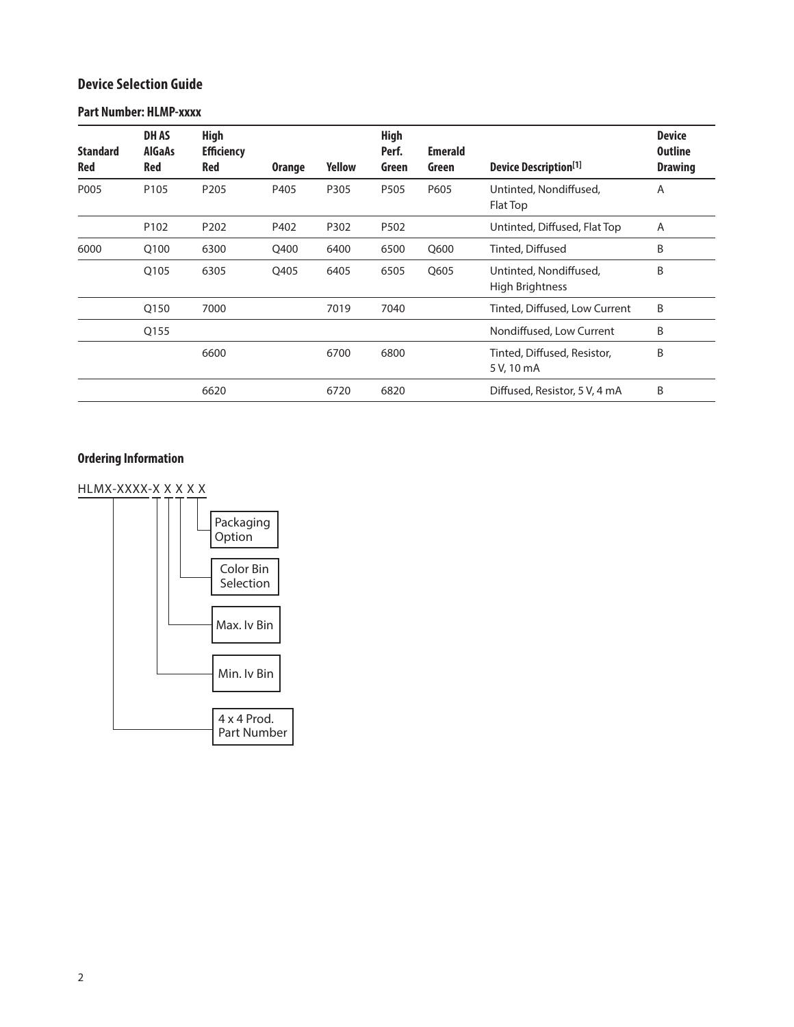## Device Selection Guide

### Part Number: HLMP-xxxx

| Standard Red | DH AS AlGaAs Red | High Efficiency Red | Orange | Yellow | High Perf. Green | Emerald Green | Device Description[1] | Device Outline Drawing |
|---|---|---|---|---|---|---|---|---|
| P005 | P105 | P205 | P405 | P305 | P505 | P605 | Untinted, Nondiffused, Flat Top | A |
| | P102 | P202 | P402 | P302 | P502 | | Untinted, Diffused, Flat Top | A |
| 6000 | Q100 | 6300 | Q400 | 6400 | 6500 | Q600 | Tinted, Diffused | B |
| | Q105 | 6305 | Q405 | 6405 | 6505 | Q605 | Untinted, Nondiffused, High Brightness | B |
| | Q150 | 7000 | | 7019 | 7040 | | Tinted, Diffused, Low Current | B |
| | Q155 | | | | | | Nondiffused, Low Current | B |
| | | 6600 | | 6700 | 6800 | | Tinted, Diffused, Resistor, 5 V, 10 mA | B |
| | | 6620 | | 6720 | 6820 | | Diffused, Resistor, 5 V, 4 mA | B |

## Ordering Information

HLMX-XXXX-X X X X X

- HLMX-XXXX: 4 x 4 Prod. Part Number
- 1st X: Min. Iv Bin
- 2nd X: Max. Iv Bin
- 3rd X: Color Bin Selection
- 4th and 5th X: Packaging Option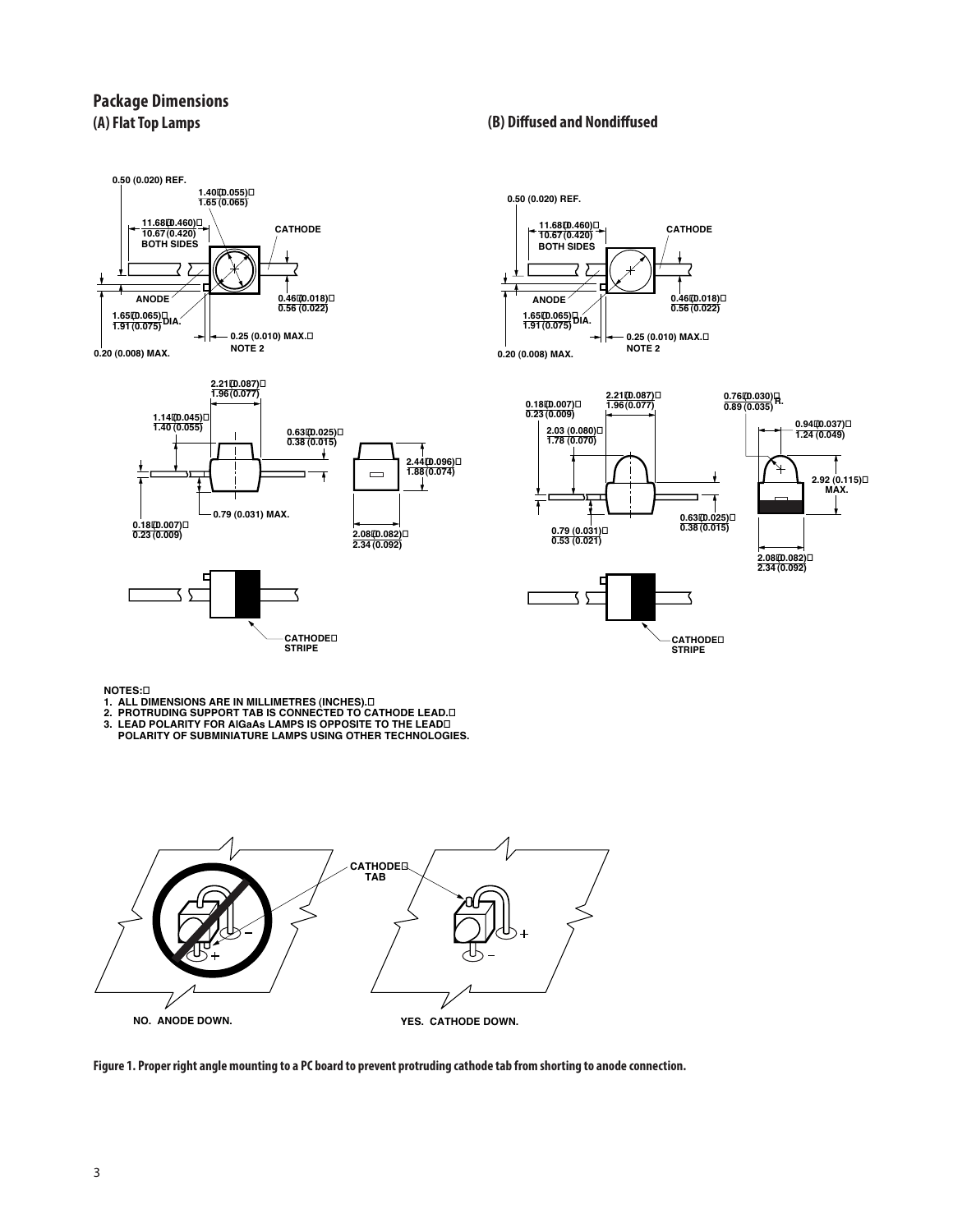## Package Dimensions

### (A) Flat Top Lamps

### (B) Diffused and Nondiffused

NOTES:
1. ALL DIMENSIONS ARE IN MILLIMETRES (INCHES).
2. PROTRUDING SUPPORT TAB IS CONNECTED TO CATHODE LEAD.
3. LEAD POLARITY FOR AlGaAs LAMPS IS OPPOSITE TO THE LEAD POLARITY OF SUBMINIATURE LAMPS USING OTHER TECHNOLOGIES.

**Figure 1. Proper right angle mounting to a PC board to prevent protruding cathode tab from shorting to anode connection.**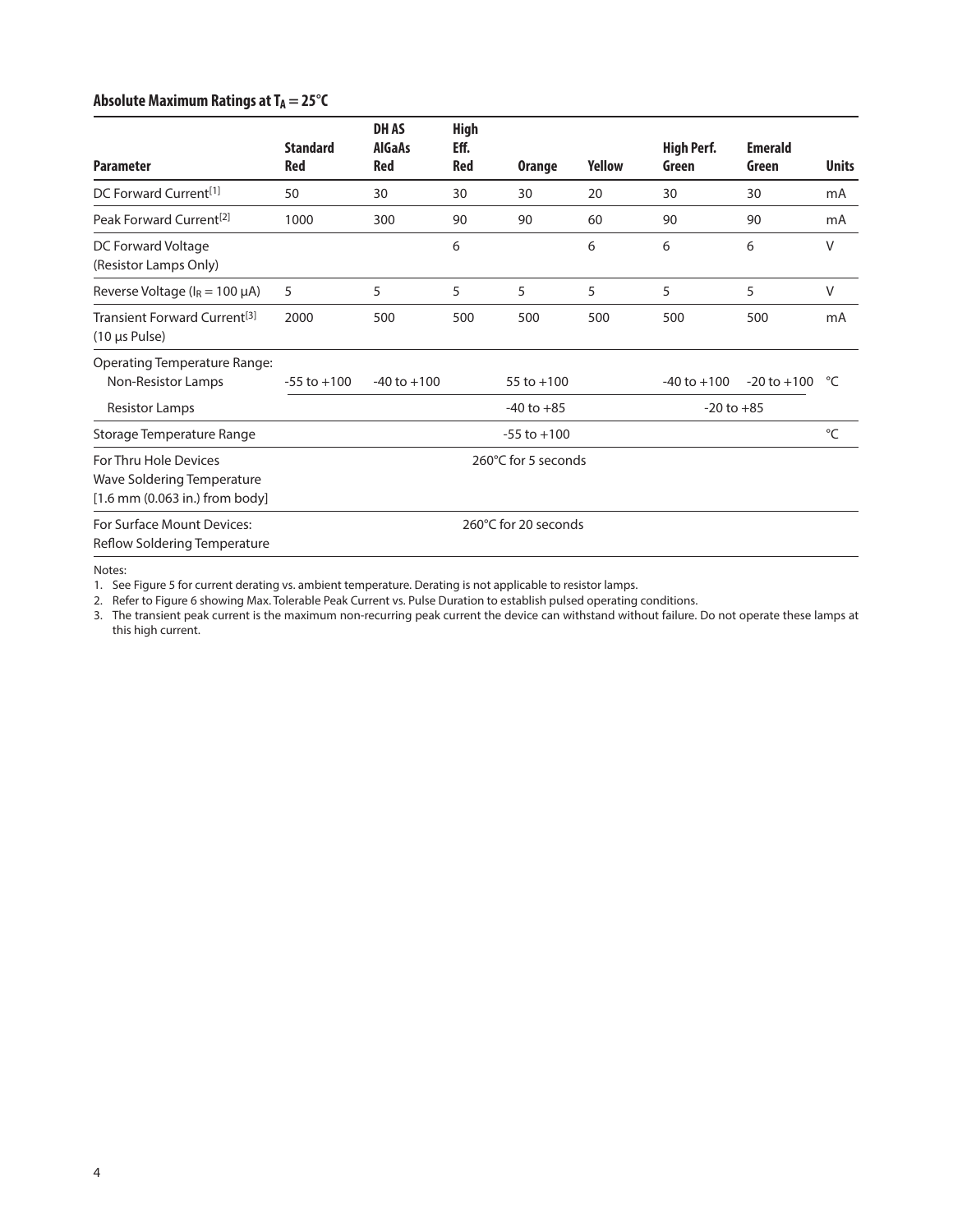### Absolute Maximum Ratings at $T_A = 25°C$

| Parameter | Standard Red | DH AS AlGaAs Red | High Eff. Red | Orange | Yellow | High Perf. Green | Emerald Green | Units |
|---|---|---|---|---|---|---|---|---|
| DC Forward Current[1] | 50 | 30 | 30 | 30 | 20 | 30 | 30 | mA |
| Peak Forward Current[2] | 1000 | 300 | 90 | 90 | 60 | 90 | 90 | mA |
| DC Forward Voltage (Resistor Lamps Only) | | | 6 | | 6 | 6 | 6 | V |
| Reverse Voltage ($I_R$ = 100 μA) | 5 | 5 | 5 | 5 | 5 | 5 | 5 | V |
| Transient Forward Current[3] (10 μs Pulse) | 2000 | 500 | 500 | 500 | 500 | 500 | 500 | mA |
| Operating Temperature Range: Non-Resistor Lamps | -55 to +100 | -40 to +100 | | 55 to +100 | | -40 to +100 | -20 to +100 | °C |
| Resistor Lamps | | | | -40 to +85 | | | -20 to +85 | |
| Storage Temperature Range | | | | -55 to +100 | | | | °C |
| For Thru Hole Devices Wave Soldering Temperature [1.6 mm (0.063 in.) from body] | | | | 260°C for 5 seconds | | | | |
| For Surface Mount Devices: Reflow Soldering Temperature | | | | 260°C for 20 seconds | | | | |

Notes:

1. See Figure 5 for current derating vs. ambient temperature. Derating is not applicable to resistor lamps.
2. Refer to Figure 6 showing Max. Tolerable Peak Current vs. Pulse Duration to establish pulsed operating conditions.
3. The transient peak current is the maximum non-recurring peak current the device can withstand without failure. Do not operate these lamps at this high current.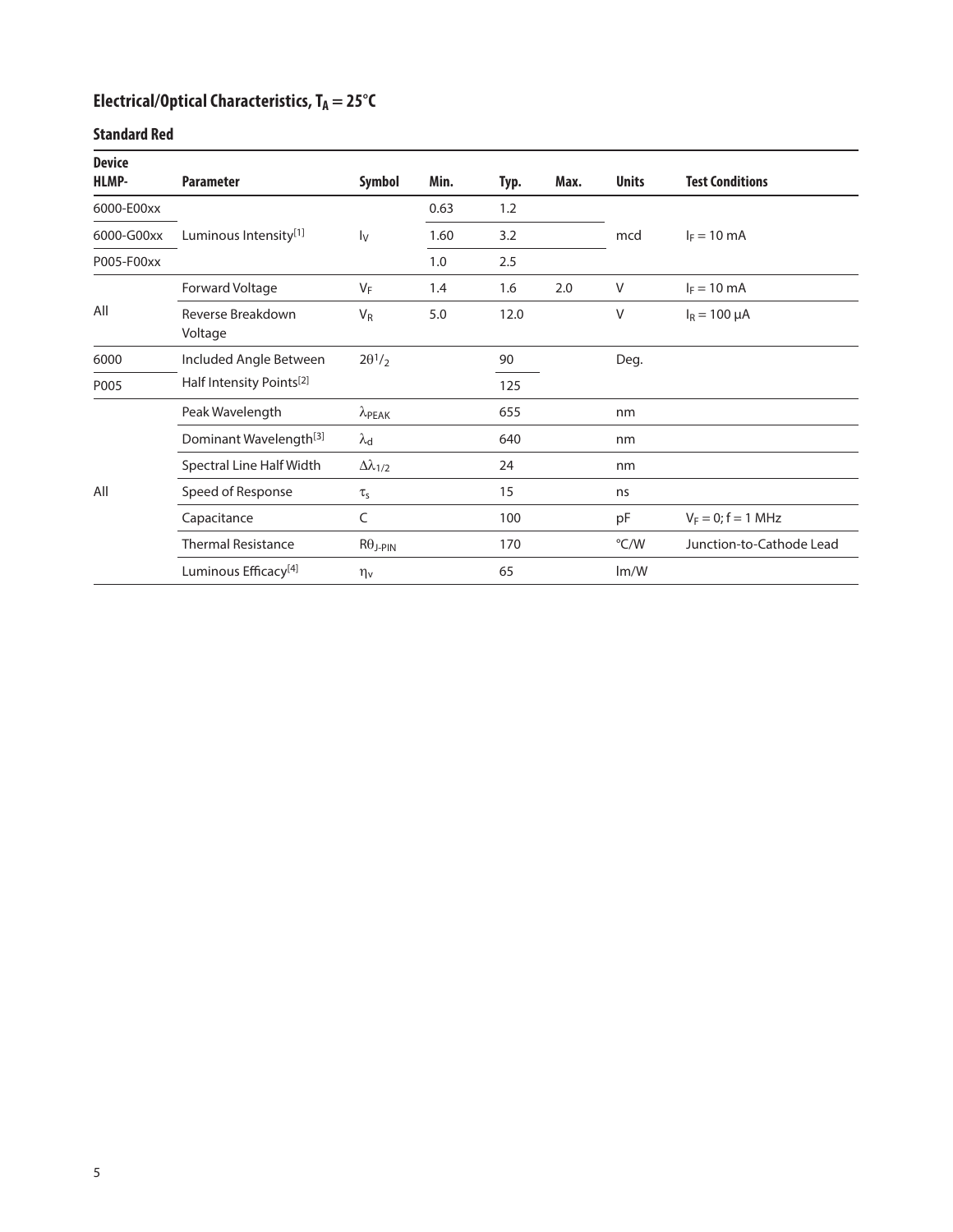## Electrical/Optical Characteristics, $T_A = 25°C$

### Standard Red

| Device HLMP- | Parameter | Symbol | Min. | Typ. | Max. | Units | Test Conditions |
|---|---|---|---|---|---|---|---|
| 6000-E00xx | Luminous Intensity[1] | $I_V$ | 0.63 | 1.2 | | mcd | $I_F = 10$ mA |
| 6000-G00xx | | | 1.60 | 3.2 | | | |
| P005-F00xx | | | 1.0 | 2.5 | | | |
| All | Forward Voltage | $V_F$ | 1.4 | 1.6 | 2.0 | V | $I_F = 10$ mA |
| | Reverse Breakdown Voltage | $V_R$ | 5.0 | 12.0 | | V | $I_R = 100$ µA |
| 6000 | Included Angle Between Half Intensity Points[2] | $2\theta^1/_2$ | | 90 | | Deg. | |
| P005 | | | | 125 | | | |
| All | Peak Wavelength | $\lambda_{PEAK}$ | | 655 | | nm | |
| | Dominant Wavelength[3] | $\lambda_d$ | | 640 | | nm | |
| | Spectral Line Half Width | $\Delta\lambda_{1/2}$ | | 24 | | nm | |
| | Speed of Response | $\tau_s$ | | 15 | | ns | |
| | Capacitance | C | | 100 | | pF | $V_F = 0$; f = 1 MHz |
| | Thermal Resistance | $R\theta_{J\text{-}PIN}$ | | 170 | | °C/W | Junction-to-Cathode Lead |
| | Luminous Efficacy[4] | $\eta_v$ | | 65 | | lm/W | |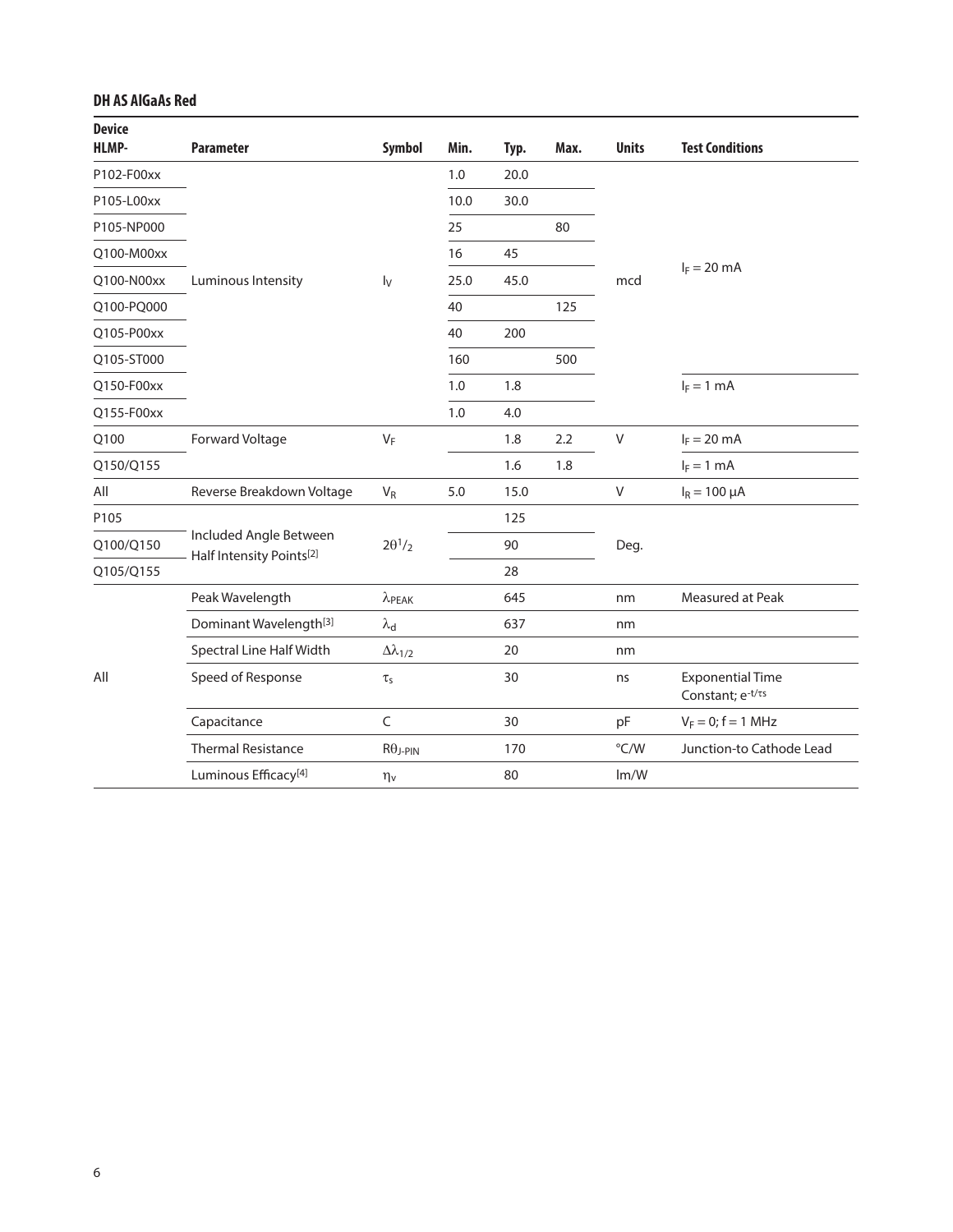### DH AS AlGaAs Red

| Device HLMP- | Parameter | Symbol | Min. | Typ. | Max. | Units | Test Conditions |
|---|---|---|---|---|---|---|---|
| P102-F00xx | Luminous Intensity | $I_V$ | 1.0 | 20.0 | | mcd | $I_F = 20$ mA |
| P105-L00xx | | | 10.0 | 30.0 | | | |
| P105-NP000 | | | 25 | | 80 | | |
| Q100-M00xx | | | 16 | 45 | | | |
| Q100-N00xx | | | 25.0 | 45.0 | | | |
| Q100-PQ000 | | | 40 | | 125 | | |
| Q105-P00xx | | | 40 | 200 | | | |
| Q105-ST000 | | | 160 | | 500 | | |
| Q150-F00xx | | | 1.0 | 1.8 | | | $I_F = 1$ mA |
| Q155-F00xx | | | 1.0 | 4.0 | | | |
| Q100 | Forward Voltage | $V_F$ | | 1.8 | 2.2 | V | $I_F = 20$ mA |
| Q150/Q155 | | | | 1.6 | 1.8 | | $I_F = 1$ mA |
| All | Reverse Breakdown Voltage | $V_R$ | 5.0 | 15.0 | | V | $I_R = 100$ µA |
| P105 | Included Angle Between Half Intensity Points[2] | $2\theta^1/_2$ | | 125 | | Deg. | |
| Q100/Q150 | | | | 90 | | | |
| Q105/Q155 | | | | 28 | | | |
| All | Peak Wavelength | $\lambda_{PEAK}$ | | 645 | | nm | Measured at Peak |
| | Dominant Wavelength[3] | $\lambda_d$ | | 637 | | nm | |
| | Spectral Line Half Width | $\Delta\lambda_{1/2}$ | | 20 | | nm | |
| | Speed of Response | $\tau_s$ | | 30 | | ns | Exponential Time Constant; $e^{-t/\tau s}$ |
| | Capacitance | C | | 30 | | pF | $V_F = 0$; f = 1 MHz |
| | Thermal Resistance | $R\theta_{J\text{-}PIN}$ | | 170 | | °C/W | Junction-to Cathode Lead |
| | Luminous Efficacy[4] | $\eta_v$ | | 80 | | lm/W | |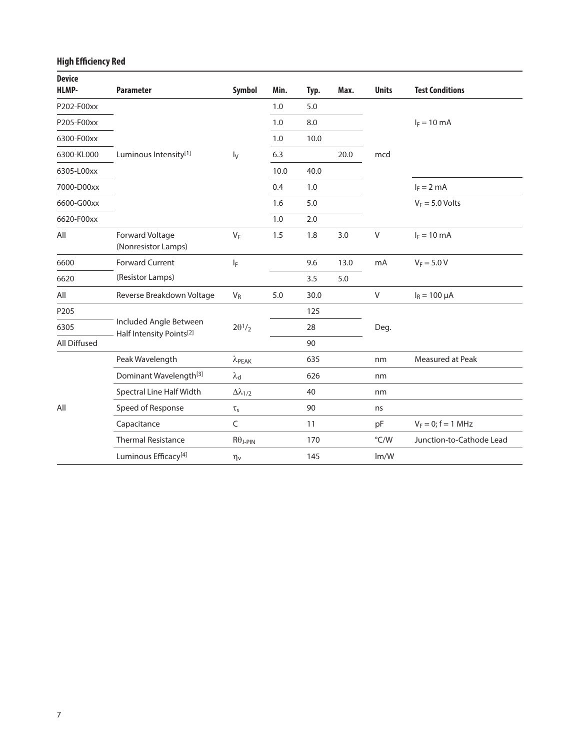### High Efficiency Red

| Device HLMP- | Parameter | Symbol | Min. | Typ. | Max. | Units | Test Conditions |
|---|---|---|---|---|---|---|---|
| P202-F00xx | Luminous Intensity[1] | $I_V$ | 1.0 | 5.0 | | mcd | $I_F = 10$ mA |
| P205-F00xx | | | 1.0 | 8.0 | | | |
| 6300-F00xx | | | 1.0 | 10.0 | | | |
| 6300-KL000 | | | 6.3 | | 20.0 | | |
| 6305-L00xx | | | 10.0 | 40.0 | | | |
| 7000-D00xx | | | 0.4 | 1.0 | | | $I_F = 2$ mA |
| 6600-G00xx | | | 1.6 | 5.0 | | | $V_F = 5.0$ Volts |
| 6620-F00xx | | | 1.0 | 2.0 | | | |
| All | Forward Voltage (Nonresistor Lamps) | $V_F$ | 1.5 | 1.8 | 3.0 | V | $I_F = 10$ mA |
| 6600 | Forward Current (Resistor Lamps) | $I_F$ | | 9.6 | 13.0 | mA | $V_F = 5.0$ V |
| 6620 | | | | 3.5 | 5.0 | | |
| All | Reverse Breakdown Voltage | $V_R$ | 5.0 | 30.0 | | V | $I_R = 100$ µA |
| P205 | Included Angle Between Half Intensity Points[2] | $2\theta^1/_2$ | | 125 | | Deg. | |
| 6305 | | | | 28 | | | |
| All Diffused | | | | 90 | | | |
| All | Peak Wavelength | $\lambda_{PEAK}$ | | 635 | | nm | Measured at Peak |
| | Dominant Wavelength[3] | $\lambda_d$ | | 626 | | nm | |
| | Spectral Line Half Width | $\Delta\lambda_{1/2}$ | | 40 | | nm | |
| | Speed of Response | $\tau_s$ | | 90 | | ns | |
| | Capacitance | C | | 11 | | pF | $V_F = 0$; $f = 1$ MHz |
| | Thermal Resistance | $R\theta_{J\text{-}PIN}$ | | 170 | | °C/W | Junction-to-Cathode Lead |
| | Luminous Efficacy[4] | $\eta_v$ | | 145 | | lm/W | |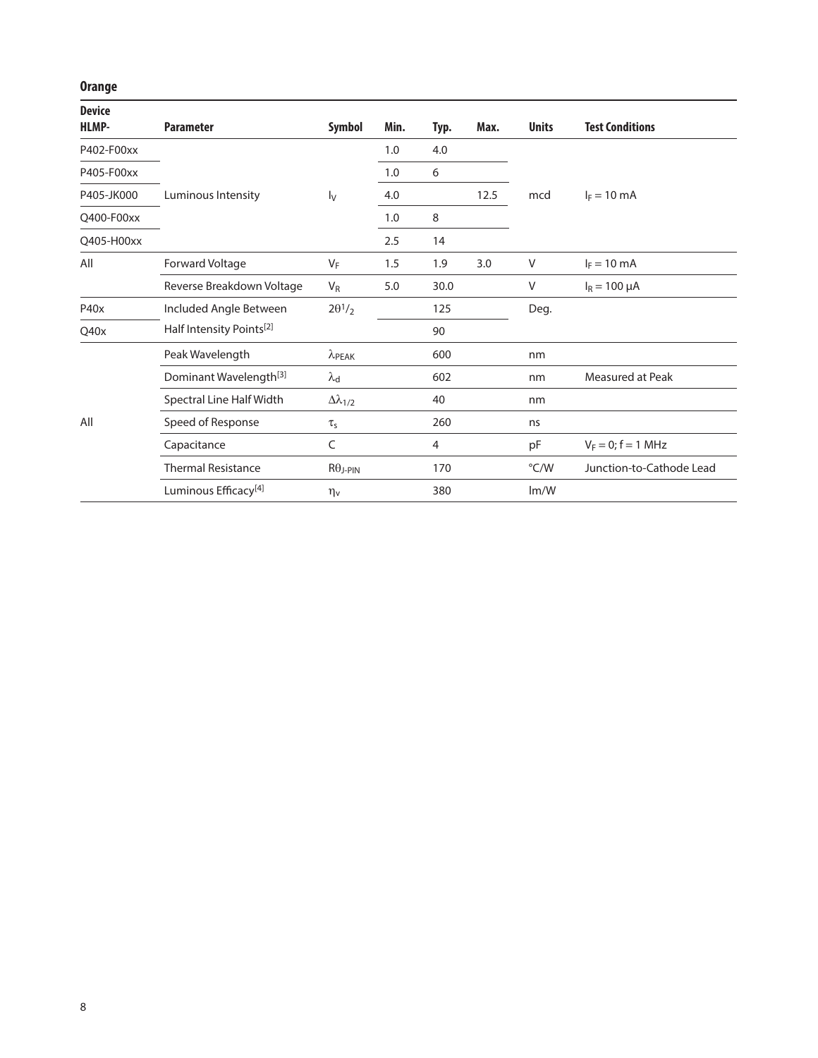**Orange**

| Device HLMP- | Parameter | Symbol | Min. | Typ. | Max. | Units | Test Conditions |
|---|---|---|---|---|---|---|---|
| P402-F00xx | Luminous Intensity | $I_V$ | 1.0 | 4.0 | | mcd | $I_F = 10$ mA |
| P405-F00xx | | | 1.0 | 6 | | | |
| P405-JK000 | | | 4.0 | | 12.5 | | |
| Q400-F00xx | | | 1.0 | 8 | | | |
| Q405-H00xx | | | 2.5 | 14 | | | |
| All | Forward Voltage | $V_F$ | 1.5 | 1.9 | 3.0 | V | $I_F = 10$ mA |
| | Reverse Breakdown Voltage | $V_R$ | 5.0 | 30.0 | | V | $I_R = 100$ μA |
| P40x | Included Angle Between Half Intensity Points[2] | $2\theta^1/_2$ | | 125 | | Deg. | |
| Q40x | | | | 90 | | | |
| All | Peak Wavelength | $\lambda_{PEAK}$ | | 600 | | nm | |
| | Dominant Wavelength[3] | $\lambda_d$ | | 602 | | nm | Measured at Peak |
| | Spectral Line Half Width | $\Delta\lambda_{1/2}$ | | 40 | | nm | |
| | Speed of Response | $\tau_s$ | | 260 | | ns | |
| | Capacitance | C | | 4 | | pF | $V_F = 0$; f = 1 MHz |
| | Thermal Resistance | $R\theta_{J\text{-}PIN}$ | | 170 | | °C/W | Junction-to-Cathode Lead |
| | Luminous Efficacy[4] | $\eta_v$ | | 380 | | lm/W | |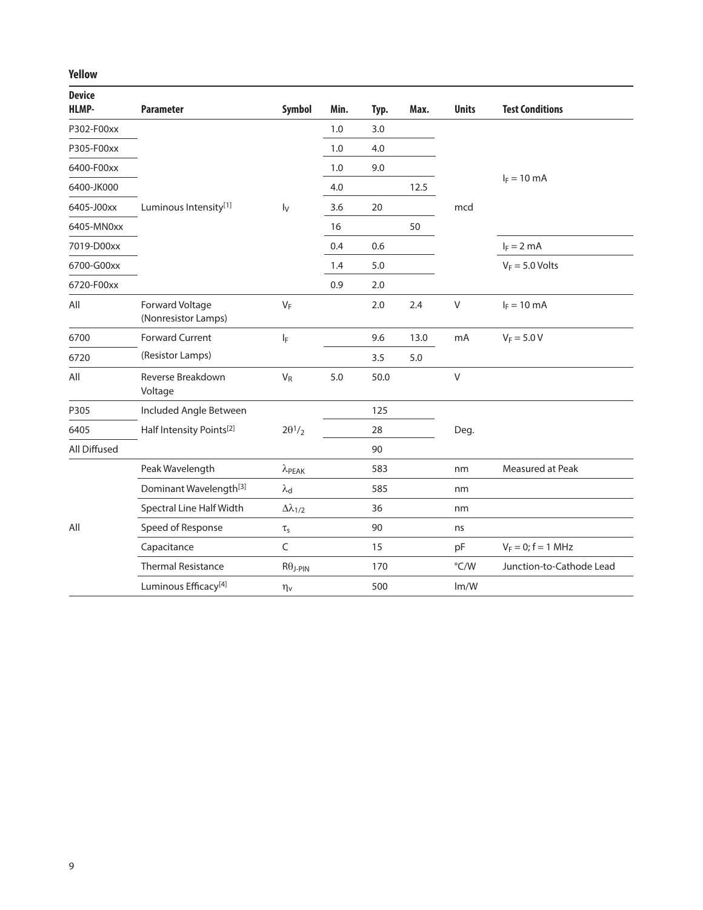**Yellow**

| Device HLMP- | Parameter | Symbol | Min. | Typ. | Max. | Units | Test Conditions |
|---|---|---|---|---|---|---|---|
| P302-F00xx | Luminous Intensity[1] | $I_V$ | 1.0 | 3.0 | | mcd | $I_F = 10$ mA |
| P305-F00xx | | | 1.0 | 4.0 | | | |
| 6400-F00xx | | | 1.0 | 9.0 | | | |
| 6400-JK000 | | | 4.0 | | 12.5 | | |
| 6405-J00xx | | | 3.6 | 20 | | | |
| 6405-MN0xx | | | 16 | | 50 | | |
| 7019-D00xx | | | 0.4 | 0.6 | | | $I_F = 2$ mA |
| 6700-G00xx | | | 1.4 | 5.0 | | | $V_F = 5.0$ Volts |
| 6720-F00xx | | | 0.9 | 2.0 | | | |
| All | Forward Voltage (Nonresistor Lamps) | $V_F$ | | 2.0 | 2.4 | V | $I_F = 10$ mA |
| 6700 | Forward Current (Resistor Lamps) | $I_F$ | | 9.6 | 13.0 | mA | $V_F = 5.0$ V |
| 6720 | | | | 3.5 | 5.0 | | |
| All | Reverse Breakdown Voltage | $V_R$ | 5.0 | 50.0 | | V | |
| P305 | Included Angle Between Half Intensity Points[2] | $2\theta 1/_2$ | | 125 | | Deg. | |
| 6405 | | | | 28 | | | |
| All Diffused | | | | 90 | | | |
| All | Peak Wavelength | $\lambda_{PEAK}$ | | 583 | | nm | Measured at Peak |
| | Dominant Wavelength[3] | $\lambda_d$ | | 585 | | nm | |
| | Spectral Line Half Width | $\Delta\lambda_{1/2}$ | | 36 | | nm | |
| | Speed of Response | $\tau_s$ | | 90 | | ns | |
| | Capacitance | C | | 15 | | pF | $V_F = 0$; f = 1 MHz |
| | Thermal Resistance | $R\theta_{J\text{-}PIN}$ | | 170 | | °C/W | Junction-to-Cathode Lead |
| | Luminous Efficacy[4] | $\eta_v$ | | 500 | | lm/W | |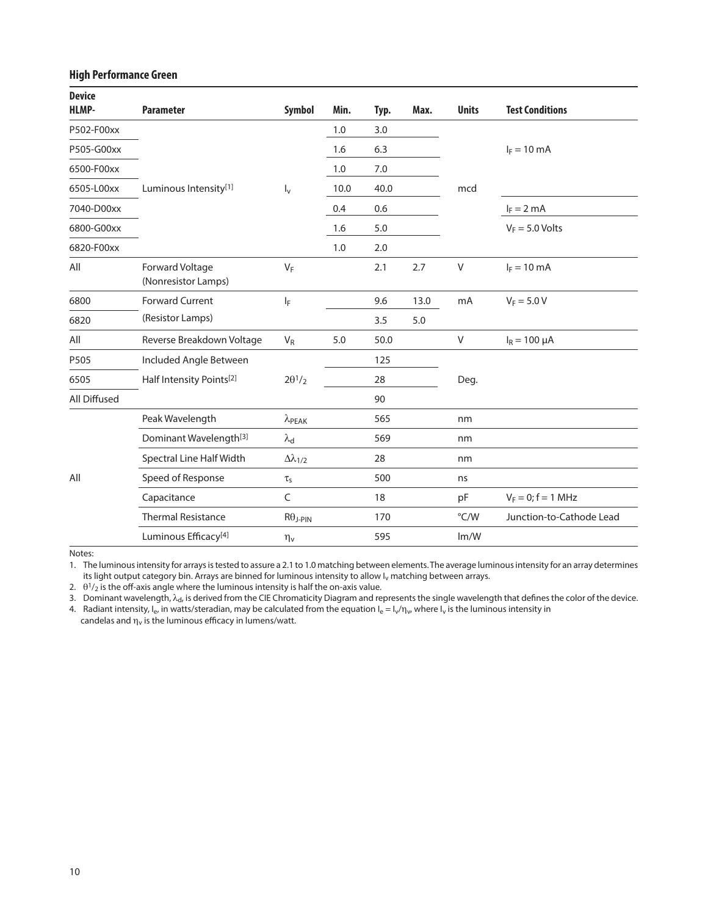### High Performance Green

| Device HLMP- | Parameter | Symbol | Min. | Typ. | Max. | Units | Test Conditions |
|---|---|---|---|---|---|---|---|
| P502-F00xx | Luminous Intensity[1] | $I_v$ | 1.0 | 3.0 | | mcd | $I_F = 10$ mA |
| P505-G00xx | | | 1.6 | 6.3 | | | |
| 6500-F00xx | | | 1.0 | 7.0 | | | |
| 6505-L00xx | | | 10.0 | 40.0 | | | |
| 7040-D00xx | | | 0.4 | 0.6 | | | $I_F = 2$ mA |
| 6800-G00xx | | | 1.6 | 5.0 | | | $V_F = 5.0$ Volts |
| 6820-F00xx | | | 1.0 | 2.0 | | | |
| All | Forward Voltage (Nonresistor Lamps) | $V_F$ | | 2.1 | 2.7 | V | $I_F = 10$ mA |
| 6800 | Forward Current (Resistor Lamps) | $I_F$ | | 9.6 | 13.0 | mA | $V_F = 5.0$ V |
| 6820 | | | | 3.5 | 5.0 | | |
| All | Reverse Breakdown Voltage | $V_R$ | 5.0 | 50.0 | | V | $I_R = 100$ µA |
| P505 | Included Angle Between Half Intensity Points[2] | $2\theta^1/_2$ | | 125 | | Deg. | |
| 6505 | | | | 28 | | | |
| All Diffused | | | | 90 | | | |
| All | Peak Wavelength | $\lambda_{PEAK}$ | | 565 | | nm | |
| | Dominant Wavelength[3] | $\lambda_d$ | | 569 | | nm | |
| | Spectral Line Half Width | $\Delta\lambda_{1/2}$ | | 28 | | nm | |
| | Speed of Response | $\tau_s$ | | 500 | | ns | |
| | Capacitance | C | | 18 | | pF | $V_F = 0$; f = 1 MHz |
| | Thermal Resistance | $R\theta_{J\text{-}PIN}$ | | 170 | | °C/W | Junction-to-Cathode Lead |
| | Luminous Efficacy[4] | $\eta_v$ | | 595 | | lm/W | |

Notes:

1. The luminous intensity for arrays is tested to assure a 2.1 to 1.0 matching between elements. The average luminous intensity for an array determines its light output category bin. Arrays are binned for luminous intensity to allow $I_v$ matching between arrays.
2. $\theta^1/_2$ is the off-axis angle where the luminous intensity is half the on-axis value.
3. Dominant wavelength, $\lambda_d$, is derived from the CIE Chromaticity Diagram and represents the single wavelength that defines the color of the device.
4. Radiant intensity, $I_e$, in watts/steradian, may be calculated from the equation $I_e = I_v/\eta_v$, where $I_v$ is the luminous intensity in candelas and $\eta_v$ is the luminous efficacy in lumens/watt.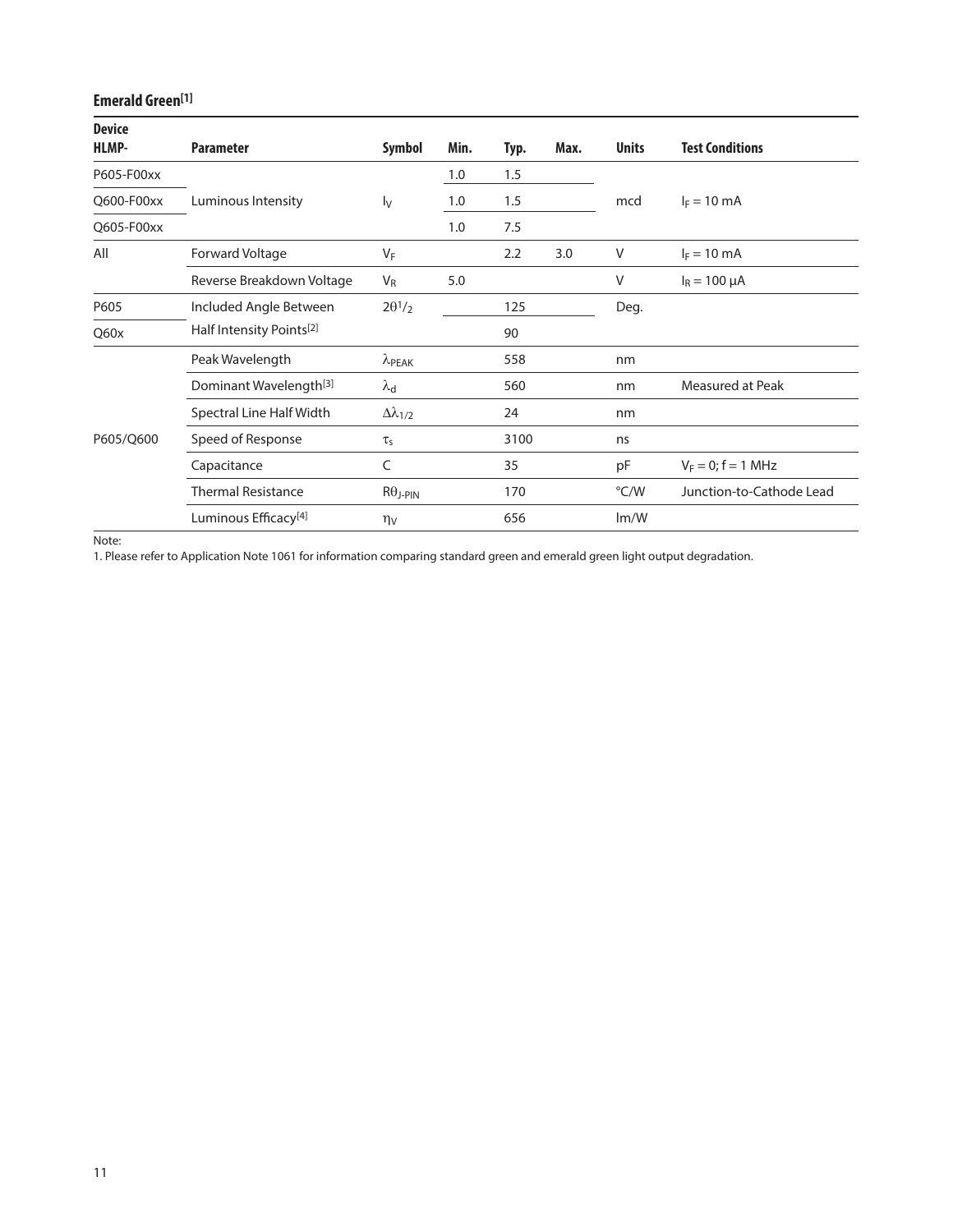### Emerald Green[1]

| Device HLMP- | Parameter | Symbol | Min. | Typ. | Max. | Units | Test Conditions |
|---|---|---|---|---|---|---|---|
| P605-F00xx | Luminous Intensity | $I_V$ | 1.0 | 1.5 | | mcd | $I_F = 10$ mA |
| Q600-F00xx | | | 1.0 | 1.5 | | | |
| Q605-F00xx | | | 1.0 | 7.5 | | | |
| All | Forward Voltage | $V_F$ | | 2.2 | 3.0 | V | $I_F = 10$ mA |
| | Reverse Breakdown Voltage | $V_R$ | 5.0 | | | V | $I_R = 100$ µA |
| P605 | Included Angle Between Half Intensity Points[2] | $2\theta^1/_2$ | | 125 | | Deg. | |
| Q60x | | | | 90 | | | |
| P605/Q600 | Peak Wavelength | $\lambda_{PEAK}$ | | 558 | | nm | |
| | Dominant Wavelength[3] | $\lambda_d$ | | 560 | | nm | Measured at Peak |
| | Spectral Line Half Width | $\Delta\lambda_{1/2}$ | | 24 | | nm | |
| | Speed of Response | $\tau_s$ | | 3100 | | ns | |
| | Capacitance | C | | 35 | | pF | $V_F = 0$; f = 1 MHz |
| | Thermal Resistance | $R\theta_{J\text{-}PIN}$ | | 170 | | °C/W | Junction-to-Cathode Lead |
| | Luminous Efficacy[4] | $\eta_V$ | | 656 | | lm/W | |

Note:

1. Please refer to Application Note 1061 for information comparing standard green and emerald green light output degradation.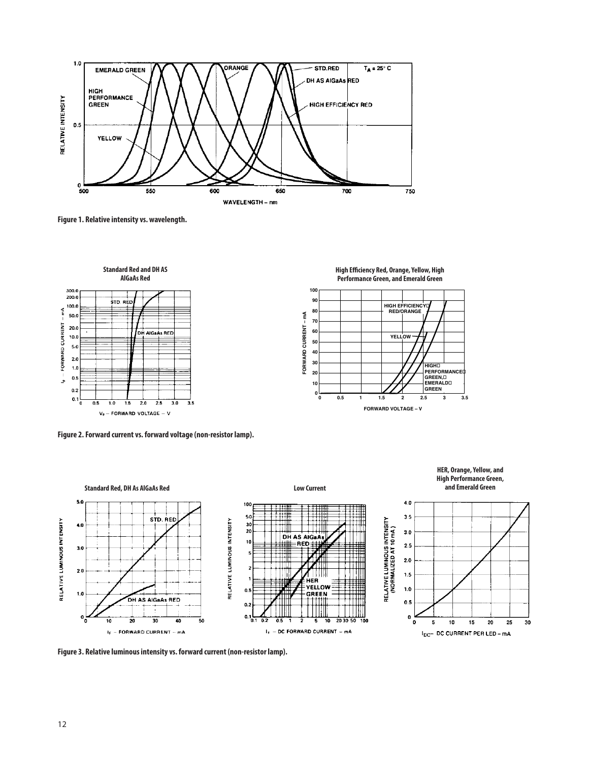Figure 1. Relative intensity vs. wavelength.

Standard Red and DH AS AlGaAs Red

High Efficiency Red, Orange, Yellow, High Performance Green, and Emerald Green

Figure 2. Forward current vs. forward voltage (non-resistor lamp).

Standard Red, DH As AlGaAs Red

Low Current

HER, Orange, Yellow, and High Performance Green, and Emerald Green

Figure 3. Relative luminous intensity vs. forward current (non-resistor lamp).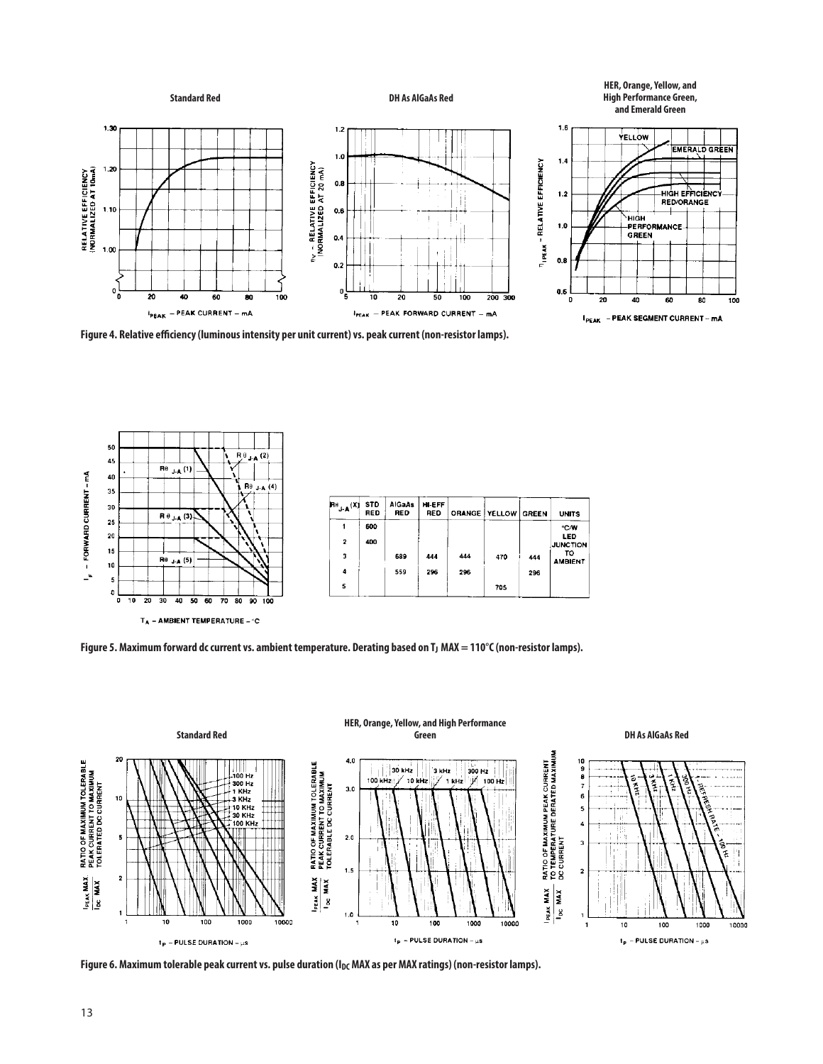**Figure 4. Relative efficiency (luminous intensity per unit current) vs. peak current (non-resistor lamps).**

| $R\theta_{J-A}$ (X) | STD RED | AlGaAs RED | HI-EFF RED | ORANGE | YELLOW | GREEN | UNITS |
|---|---|---|---|---|---|---|---|
| 1 | 500 | | | | | | °C/W LED JUNCTION TO AMBIENT |
| 2 | 400 | | | | | | |
| 3 | | 689 | 444 | 444 | 470 | 444 | |
| 4 | | 559 | 296 | 296 | | 296 | |
| 5 | | | | | 705 | | |

**Figure 5. Maximum forward dc current vs. ambient temperature. Derating based on $T_J$ MAX = 110°C (non-resistor lamps).**

**Figure 6. Maximum tolerable peak current vs. pulse duration ($I_{DC}$ MAX as per MAX ratings) (non-resistor lamps).**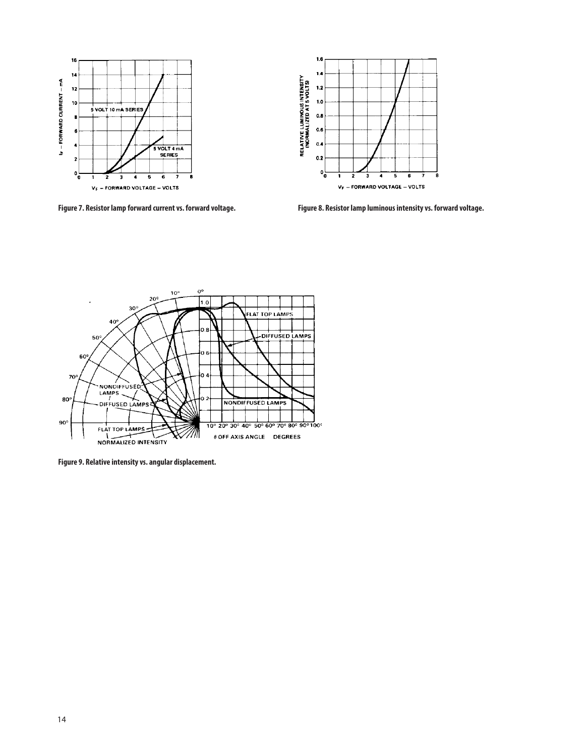Figure 7. Resistor lamp forward current vs. forward voltage.

Figure 8. Resistor lamp luminous intensity vs. forward voltage.

Figure 9. Relative intensity vs. angular displacement.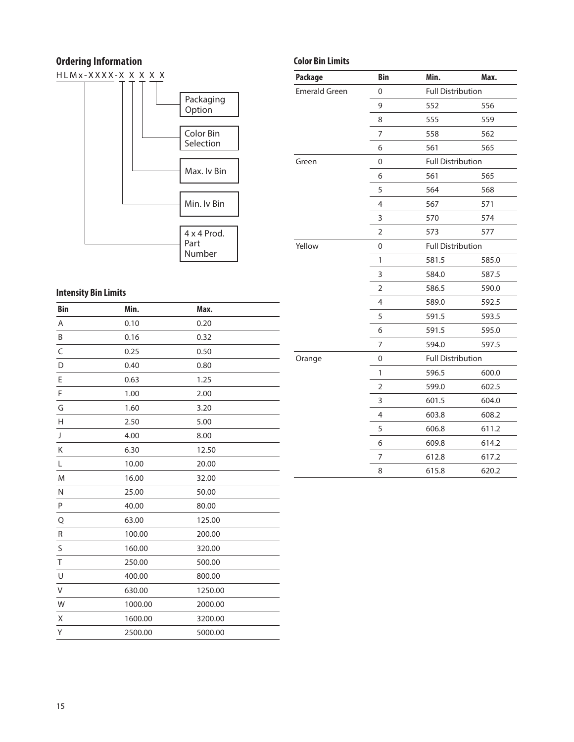## Ordering Information

HLMx-XXXX-X X X X X

- 4 x 4 Prod. Part Number
- Min. Iv Bin
- Max. Iv Bin
- Color Bin Selection
- Packaging Option

## Intensity Bin Limits

| Bin | Min. | Max. |
|---|---|---|
| A | 0.10 | 0.20 |
| B | 0.16 | 0.32 |
| C | 0.25 | 0.50 |
| D | 0.40 | 0.80 |
| E | 0.63 | 1.25 |
| F | 1.00 | 2.00 |
| G | 1.60 | 3.20 |
| H | 2.50 | 5.00 |
| J | 4.00 | 8.00 |
| K | 6.30 | 12.50 |
| L | 10.00 | 20.00 |
| M | 16.00 | 32.00 |
| N | 25.00 | 50.00 |
| P | 40.00 | 80.00 |
| Q | 63.00 | 125.00 |
| R | 100.00 | 200.00 |
| S | 160.00 | 320.00 |
| T | 250.00 | 500.00 |
| U | 400.00 | 800.00 |
| V | 630.00 | 1250.00 |
| W | 1000.00 | 2000.00 |
| X | 1600.00 | 3200.00 |
| Y | 2500.00 | 5000.00 |

## Color Bin Limits

| Package | Bin | Min. | Max. |
|---|---|---|---|
| Emerald Green | 0 | Full Distribution | |
| | 9 | 552 | 556 |
| | 8 | 555 | 559 |
| | 7 | 558 | 562 |
| | 6 | 561 | 565 |
| Green | 0 | Full Distribution | |
| | 6 | 561 | 565 |
| | 5 | 564 | 568 |
| | 4 | 567 | 571 |
| | 3 | 570 | 574 |
| | 2 | 573 | 577 |
| Yellow | 0 | Full Distribution | |
| | 1 | 581.5 | 585.0 |
| | 3 | 584.0 | 587.5 |
| | 2 | 586.5 | 590.0 |
| | 4 | 589.0 | 592.5 |
| | 5 | 591.5 | 593.5 |
| | 6 | 591.5 | 595.0 |
| | 7 | 594.0 | 597.5 |
| Orange | 0 | Full Distribution | |
| | 1 | 596.5 | 600.0 |
| | 2 | 599.0 | 602.5 |
| | 3 | 601.5 | 604.0 |
| | 4 | 603.8 | 608.2 |
| | 5 | 606.8 | 611.2 |
| | 6 | 609.8 | 614.2 |
| | 7 | 612.8 | 617.2 |
| | 8 | 615.8 | 620.2 |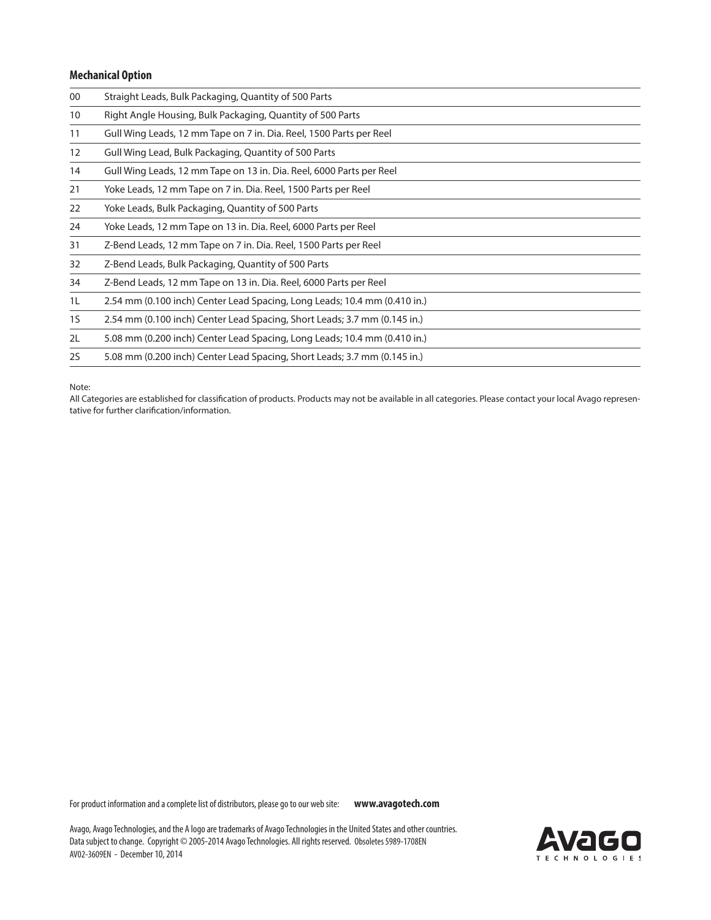### Mechanical Option

| | |
|---|---|
| 00 | Straight Leads, Bulk Packaging, Quantity of 500 Parts |
| 10 | Right Angle Housing, Bulk Packaging, Quantity of 500 Parts |
| 11 | Gull Wing Leads, 12 mm Tape on 7 in. Dia. Reel, 1500 Parts per Reel |
| 12 | Gull Wing Lead, Bulk Packaging, Quantity of 500 Parts |
| 14 | Gull Wing Leads, 12 mm Tape on 13 in. Dia. Reel, 6000 Parts per Reel |
| 21 | Yoke Leads, 12 mm Tape on 7 in. Dia. Reel, 1500 Parts per Reel |
| 22 | Yoke Leads, Bulk Packaging, Quantity of 500 Parts |
| 24 | Yoke Leads, 12 mm Tape on 13 in. Dia. Reel, 6000 Parts per Reel |
| 31 | Z-Bend Leads, 12 mm Tape on 7 in. Dia. Reel, 1500 Parts per Reel |
| 32 | Z-Bend Leads, Bulk Packaging, Quantity of 500 Parts |
| 34 | Z-Bend Leads, 12 mm Tape on 13 in. Dia. Reel, 6000 Parts per Reel |
| 1L | 2.54 mm (0.100 inch) Center Lead Spacing, Long Leads; 10.4 mm (0.410 in.) |
| 1S | 2.54 mm (0.100 inch) Center Lead Spacing, Short Leads; 3.7 mm (0.145 in.) |
| 2L | 5.08 mm (0.200 inch) Center Lead Spacing, Long Leads; 10.4 mm (0.410 in.) |
| 2S | 5.08 mm (0.200 inch) Center Lead Spacing, Short Leads; 3.7 mm (0.145 in.) |

Note:

All Categories are established for classification of products. Products may not be available in all categories. Please contact your local Avago representative for further clarification/information.

For product information and a complete list of distributors, please go to our web site: **www.avagotech.com**

Avago, Avago Technologies, and the A logo are trademarks of Avago Technologies in the United States and other countries.
Data subject to change. Copyright © 2005-2014 Avago Technologies. All rights reserved. Obsoletes 5989-1708EN
AV02-3609EN - December 10, 2014